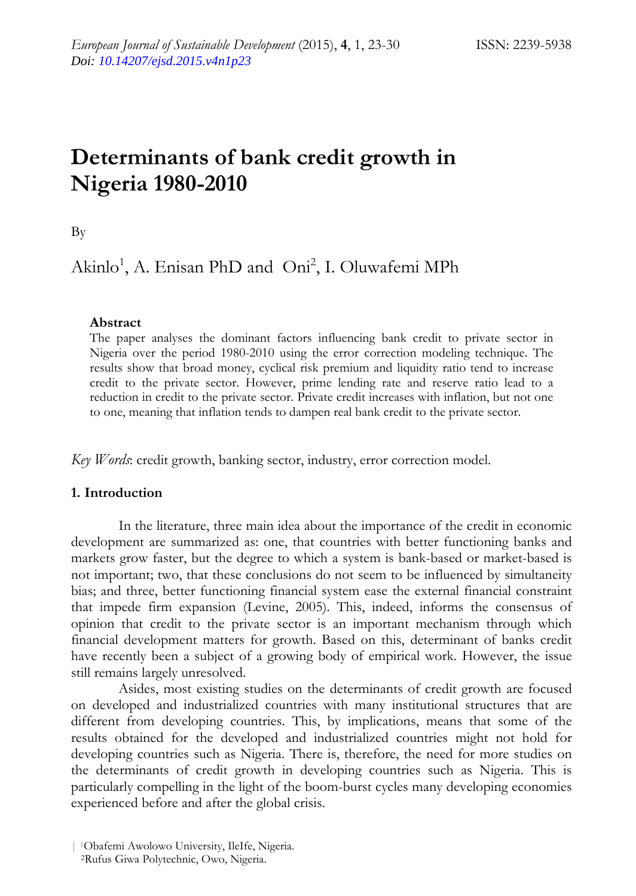# Determinants of bank credit growth in Nigeria 1980-2010

By

Akinlo[1], A. Enisan PhD and Oni[2], I. Oluwafemi MPh

#### Abstract

The paper analyses the dominant factors influencing bank credit to private sector in Nigeria over the period 1980-2010 using the error correction modeling technique. The results show that broad money, cyclical risk premium and liquidity ratio tend to increase credit to the private sector. However, prime lending rate and reserve ratio lead to a reduction in credit to the private sector. Private credit increases with inflation, but not one to one, meaning that inflation tends to dampen real bank credit to the private sector.

*Key Words*: credit growth, banking sector, industry, error correction model.

## 1. Introduction

In the literature, three main idea about the importance of the credit in economic development are summarized as: one, that countries with better functioning banks and markets grow faster, but the degree to which a system is bank-based or market-based is not important; two, that these conclusions do not seem to be influenced by simultaneity bias; and three, better functioning financial system ease the external financial constraint that impede firm expansion (Levine, 2005). This, indeed, informs the consensus of opinion that credit to the private sector is an important mechanism through which financial development matters for growth. Based on this, determinant of banks credit have recently been a subject of a growing body of empirical work. However, the issue still remains largely unresolved.

Asides, most existing studies on the determinants of credit growth are focused on developed and industrialized countries with many institutional structures that are different from developing countries. This, by implications, means that some of the results obtained for the developed and industrialized countries might not hold for developing countries such as Nigeria. There is, therefore, the need for more studies on the determinants of credit growth in developing countries such as Nigeria. This is particularly compelling in the light of the boom-burst cycles many developing economies experienced before and after the global crisis.

[1]Obafemi Awolowo University, IleIfe, Nigeria.
[2]Rufus Giwa Polytechnic, Owo, Nigeria.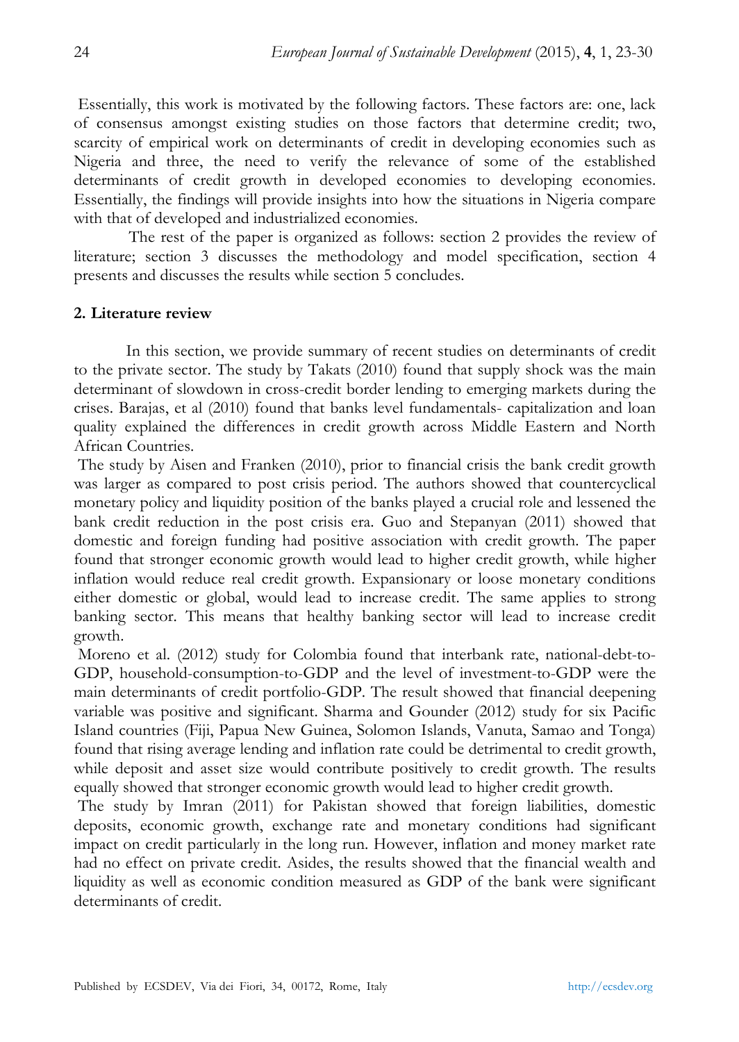Essentially, this work is motivated by the following factors. These factors are: one, lack of consensus amongst existing studies on those factors that determine credit; two, scarcity of empirical work on determinants of credit in developing economies such as Nigeria and three, the need to verify the relevance of some of the established determinants of credit growth in developed economies to developing economies. Essentially, the findings will provide insights into how the situations in Nigeria compare with that of developed and industrialized economies.

The rest of the paper is organized as follows: section 2 provides the review of literature; section 3 discusses the methodology and model specification, section 4 presents and discusses the results while section 5 concludes.

## 2. Literature review

In this section, we provide summary of recent studies on determinants of credit to the private sector. The study by Takats (2010) found that supply shock was the main determinant of slowdown in cross-credit border lending to emerging markets during the crises. Barajas, et al (2010) found that banks level fundamentals- capitalization and loan quality explained the differences in credit growth across Middle Eastern and North African Countries.

The study by Aisen and Franken (2010), prior to financial crisis the bank credit growth was larger as compared to post crisis period. The authors showed that countercyclical monetary policy and liquidity position of the banks played a crucial role and lessened the bank credit reduction in the post crisis era. Guo and Stepanyan (2011) showed that domestic and foreign funding had positive association with credit growth. The paper found that stronger economic growth would lead to higher credit growth, while higher inflation would reduce real credit growth. Expansionary or loose monetary conditions either domestic or global, would lead to increase credit. The same applies to strong banking sector. This means that healthy banking sector will lead to increase credit growth.

Moreno et al. (2012) study for Colombia found that interbank rate, national-debt-to-GDP, household-consumption-to-GDP and the level of investment-to-GDP were the main determinants of credit portfolio-GDP. The result showed that financial deepening variable was positive and significant. Sharma and Gounder (2012) study for six Pacific Island countries (Fiji, Papua New Guinea, Solomon Islands, Vanuta, Samao and Tonga) found that rising average lending and inflation rate could be detrimental to credit growth, while deposit and asset size would contribute positively to credit growth. The results equally showed that stronger economic growth would lead to higher credit growth.

The study by Imran (2011) for Pakistan showed that foreign liabilities, domestic deposits, economic growth, exchange rate and monetary conditions had significant impact on credit particularly in the long run. However, inflation and money market rate had no effect on private credit. Asides, the results showed that the financial wealth and liquidity as well as economic condition measured as GDP of the bank were significant determinants of credit.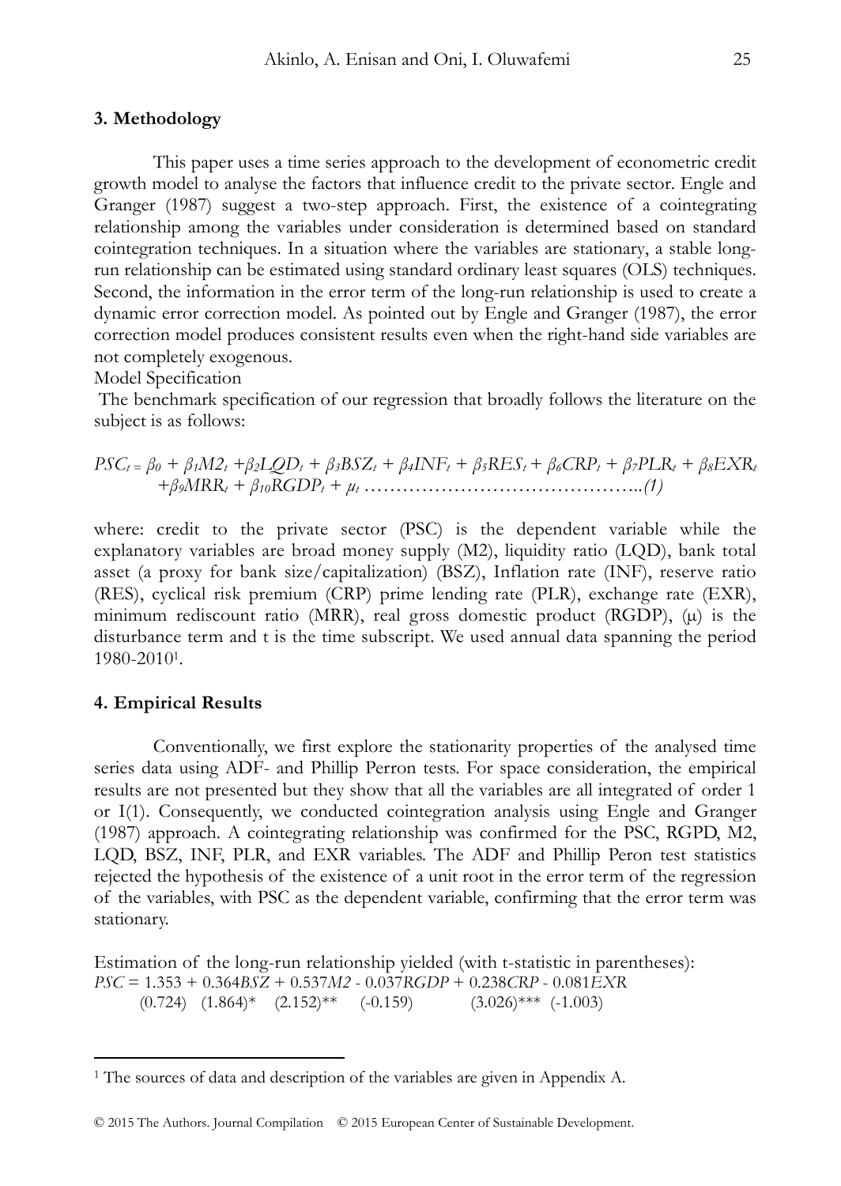## 3. Methodology

This paper uses a time series approach to the development of econometric credit growth model to analyse the factors that influence credit to the private sector. Engle and Granger (1987) suggest a two-step approach. First, the existence of a cointegrating relationship among the variables under consideration is determined based on standard cointegration techniques. In a situation where the variables are stationary, a stable long-run relationship can be estimated using standard ordinary least squares (OLS) techniques. Second, the information in the error term of the long-run relationship is used to create a dynamic error correction model. As pointed out by Engle and Granger (1987), the error correction model produces consistent results even when the right-hand side variables are not completely exogenous.

Model Specification

The benchmark specification of our regression that broadly follows the literature on the subject is as follows:

$$PSC_t = \beta_0 + \beta_1 M2_t + \beta_2 LQD_t + \beta_3 BSZ_t + \beta_4 INF_t + \beta_5 RES_t + \beta_6 CRP_t + \beta_7 PLR_t + \beta_8 EXR_t + \beta_9 MRR_t + \beta_{10} RGDP_t + \mu_t \quad \ldots\ldots(1)$$

where: credit to the private sector (PSC) is the dependent variable while the explanatory variables are broad money supply (M2), liquidity ratio (LQD), bank total asset (a proxy for bank size/capitalization) (BSZ), Inflation rate (INF), reserve ratio (RES), cyclical risk premium (CRP) prime lending rate (PLR), exchange rate (EXR), minimum rediscount ratio (MRR), real gross domestic product (RGDP), ($\mu$) is the disturbance term and t is the time subscript. We used annual data spanning the period 1980-2010[1].

## 4. Empirical Results

Conventionally, we first explore the stationarity properties of the analysed time series data using ADF- and Phillip Perron tests. For space consideration, the empirical results are not presented but they show that all the variables are all integrated of order 1 or I(1). Consequently, we conducted cointegration analysis using Engle and Granger (1987) approach. A cointegrating relationship was confirmed for the PSC, RGPD, M2, LQD, BSZ, INF, PLR, and EXR variables. The ADF and Phillip Peron test statistics rejected the hypothesis of the existence of a unit root in the error term of the regression of the variables, with PSC as the dependent variable, confirming that the error term was stationary.

Estimation of the long-run relationship yielded (with t-statistic in parentheses):

$$PSC = \underset{(0.724)}{1.353} + \underset{(1.864)^{*}}{0.364BSZ} + \underset{(2.152)^{**}}{0.537M2} - \underset{(-0.159)}{0.037RGDP} + \underset{(3.026)^{***}}{0.238CRP} - \underset{(-1.003)}{0.081EXR}$$

[1] The sources of data and description of the variables are given in Appendix A.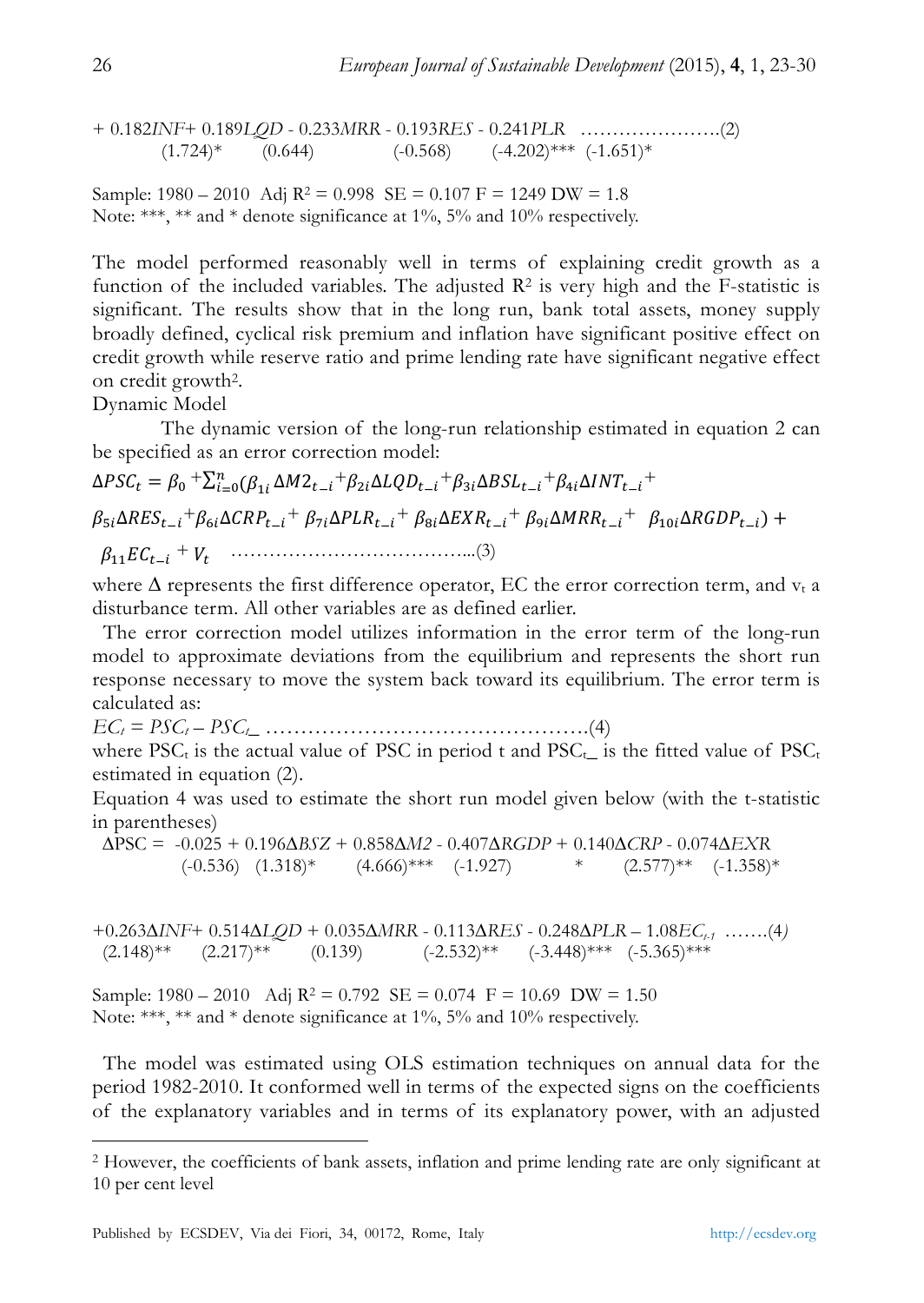$$+ 0.182INF + 0.189LQD - 0.233MRR - 0.193RES - 0.241PLR \quad \ldots\ldots\ldots\ldots\ldots\ldots\ldots (2)$$

(1.724)* (0.644) (-0.568) (-4.202)*** (-1.651)*

Sample: 1980 – 2010 Adj $R^2$ = 0.998 SE = 0.107 F = 1249 DW = 1.8
Note: ***, ** and * denote significance at 1%, 5% and 10% respectively.

The model performed reasonably well in terms of explaining credit growth as a function of the included variables. The adjusted $R^2$ is very high and the F-statistic is significant. The results show that in the long run, bank total assets, money supply broadly defined, cyclical risk premium and inflation have significant positive effect on credit growth while reserve ratio and prime lending rate have significant negative effect on credit growth[2].

Dynamic Model

The dynamic version of the long-run relationship estimated in equation 2 can be specified as an error correction model:

$$\Delta PSC_t = \beta_0 + \sum_{i=0}^{n}(\beta_{1i}\Delta M2_{t-i} + \beta_{2i}\Delta LQD_{t-i} + \beta_{3i}\Delta BSL_{t-i} + \beta_{4i}\Delta INT_{t-i} + \beta_{5i}\Delta RES_{t-i} + \beta_{6i}\Delta CRP_{t-i} + \beta_{7i}\Delta PLR_{t-i} + \beta_{8i}\Delta EXR_{t-i} + \beta_{9i}\Delta MRR_{t-i} + \beta_{10i}\Delta RGDP_{t-i}) + \beta_{11}EC_{t-i} + V_t \quad \ldots\ldots (3)$$

where $\Delta$ represents the first difference operator, EC the error correction term, and $v_t$ a disturbance term. All other variables are as defined earlier.

The error correction model utilizes information in the error term of the long-run model to approximate deviations from the equilibrium and represents the short run response necessary to move the system back toward its equilibrium. The error term is calculated as:

$$EC_t = PSC_t - PSC_{t\_} \quad \ldots\ldots\ldots\ldots\ldots\ldots\ldots\ldots\ldots (4)$$

where $PSC_t$ is the actual value of PSC in period t and $PSC_{t\_}$ is the fitted value of $PSC_t$ estimated in equation (2).

Equation 4 was used to estimate the short run model given below (with the t-statistic in parentheses)

$$\Delta PSC = -0.025 + 0.196\Delta BSZ + 0.858\Delta M2 - 0.407\Delta RGDP + 0.140\Delta CRP - 0.074\Delta EXR$$

(-0.536) (1.318)* (4.666)*** (-1.927) * (2.577)** (-1.358)*

$$+ 0.263\Delta INF + 0.514\Delta LQD + 0.035\Delta MRR - 0.113\Delta RES - 0.248\Delta PLR - 1.08EC_{t-1} \quad \ldots\ldots (4)$$

(2.148)** (2.217)** (0.139) (-2.532)** (-3.448)*** (-5.365)***

Sample: 1980 – 2010 Adj $R^2$ = 0.792 SE = 0.074 F = 10.69 DW = 1.50
Note: ***, ** and * denote significance at 1%, 5% and 10% respectively.

The model was estimated using OLS estimation techniques on annual data for the period 1982-2010. It conformed well in terms of the expected signs on the coefficients of the explanatory variables and in terms of its explanatory power, with an adjusted

---

[2] However, the coefficients of bank assets, inflation and prime lending rate are only significant at 10 per cent level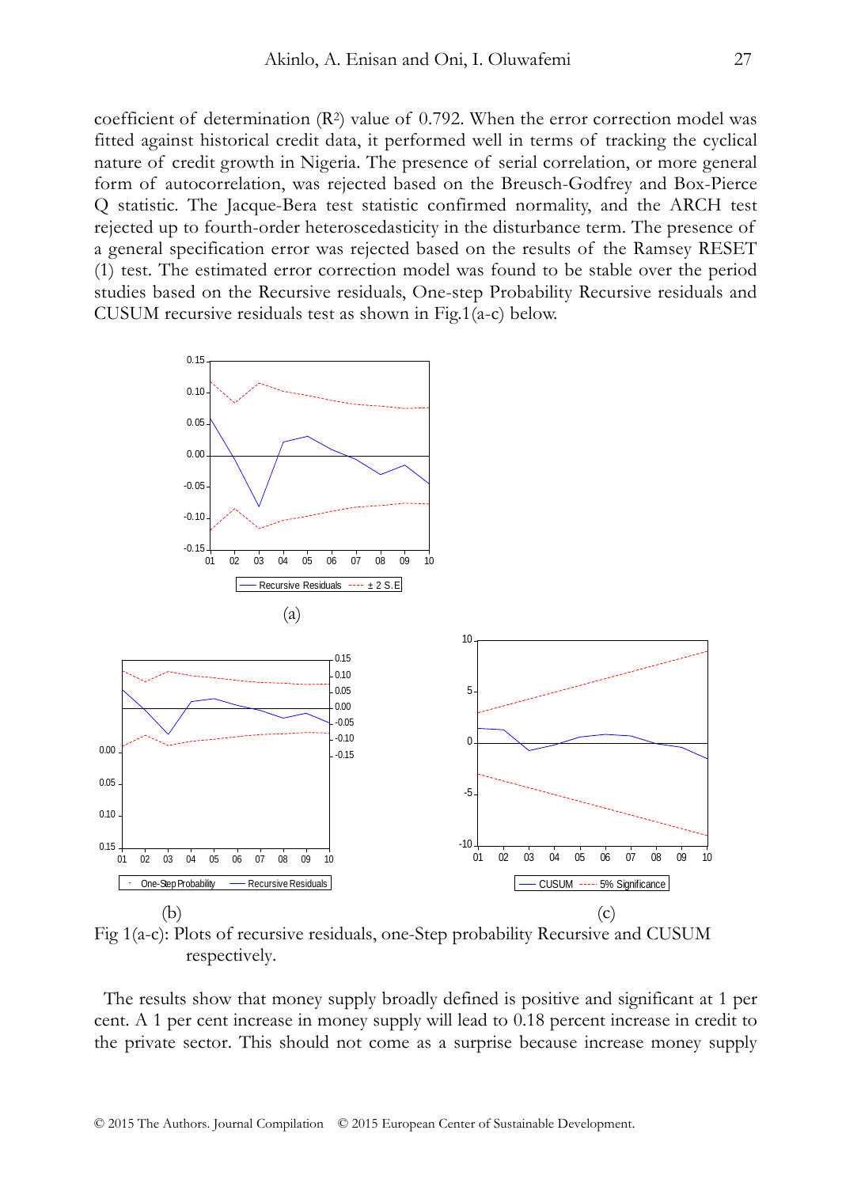coefficient of determination ($R^2$) value of 0.792. When the error correction model was fitted against historical credit data, it performed well in terms of tracking the cyclical nature of credit growth in Nigeria. The presence of serial correlation, or more general form of autocorrelation, was rejected based on the Breusch-Godfrey and Box-Pierce Q statistic. The Jacque-Bera test statistic confirmed normality, and the ARCH test rejected up to fourth-order heteroscedasticity in the disturbance term. The presence of a general specification error was rejected based on the results of the Ramsey RESET (1) test. The estimated error correction model was found to be stable over the period studies based on the Recursive residuals, One-step Probability Recursive residuals and CUSUM recursive residuals test as shown in Fig.1(a-c) below.

(a)

(b) (c)

Fig 1(a-c): Plots of recursive residuals, one-Step probability Recursive and CUSUM respectively.

The results show that money supply broadly defined is positive and significant at 1 per cent. A 1 per cent increase in money supply will lead to 0.18 percent increase in credit to the private sector. This should not come as a surprise because increase money supply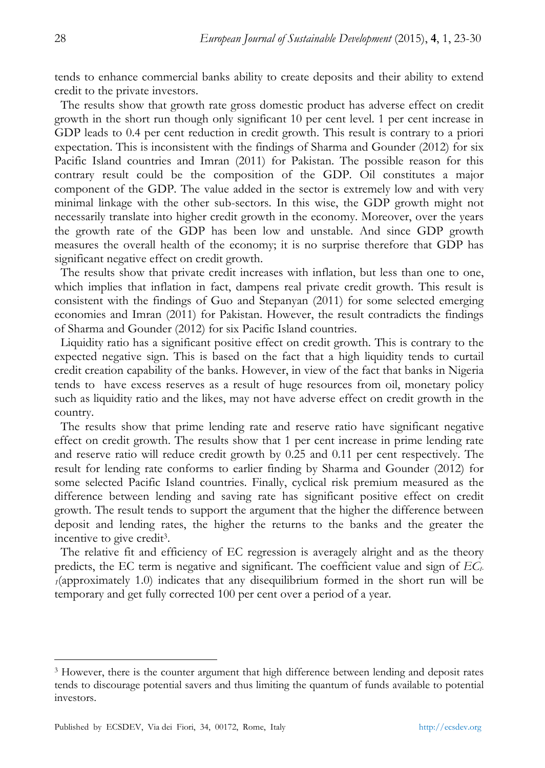tends to enhance commercial banks ability to create deposits and their ability to extend credit to the private investors.

The results show that growth rate gross domestic product has adverse effect on credit growth in the short run though only significant 10 per cent level. 1 per cent increase in GDP leads to 0.4 per cent reduction in credit growth. This result is contrary to a priori expectation. This is inconsistent with the findings of Sharma and Gounder (2012) for six Pacific Island countries and Imran (2011) for Pakistan. The possible reason for this contrary result could be the composition of the GDP. Oil constitutes a major component of the GDP. The value added in the sector is extremely low and with very minimal linkage with the other sub-sectors. In this wise, the GDP growth might not necessarily translate into higher credit growth in the economy. Moreover, over the years the growth rate of the GDP has been low and unstable. And since GDP growth measures the overall health of the economy; it is no surprise therefore that GDP has significant negative effect on credit growth.

The results show that private credit increases with inflation, but less than one to one, which implies that inflation in fact, dampens real private credit growth. This result is consistent with the findings of Guo and Stepanyan (2011) for some selected emerging economies and Imran (2011) for Pakistan. However, the result contradicts the findings of Sharma and Gounder (2012) for six Pacific Island countries.

Liquidity ratio has a significant positive effect on credit growth. This is contrary to the expected negative sign. This is based on the fact that a high liquidity tends to curtail credit creation capability of the banks. However, in view of the fact that banks in Nigeria tends to have excess reserves as a result of huge resources from oil, monetary policy such as liquidity ratio and the likes, may not have adverse effect on credit growth in the country.

The results show that prime lending rate and reserve ratio have significant negative effect on credit growth. The results show that 1 per cent increase in prime lending rate and reserve ratio will reduce credit growth by 0.25 and 0.11 per cent respectively. The result for lending rate conforms to earlier finding by Sharma and Gounder (2012) for some selected Pacific Island countries. Finally, cyclical risk premium measured as the difference between lending and saving rate has significant positive effect on credit growth. The result tends to support the argument that the higher the difference between deposit and lending rates, the higher the returns to the banks and the greater the incentive to give credit[3].

The relative fit and efficiency of EC regression is averagely alright and as the theory predicts, the EC term is negative and significant. The coefficient value and sign of $EC_{t-1}$(approximately 1.0) indicates that any disequilibrium formed in the short run will be temporary and get fully corrected 100 per cent over a period of a year.

---

[3] However, there is the counter argument that high difference between lending and deposit rates tends to discourage potential savers and thus limiting the quantum of funds available to potential investors.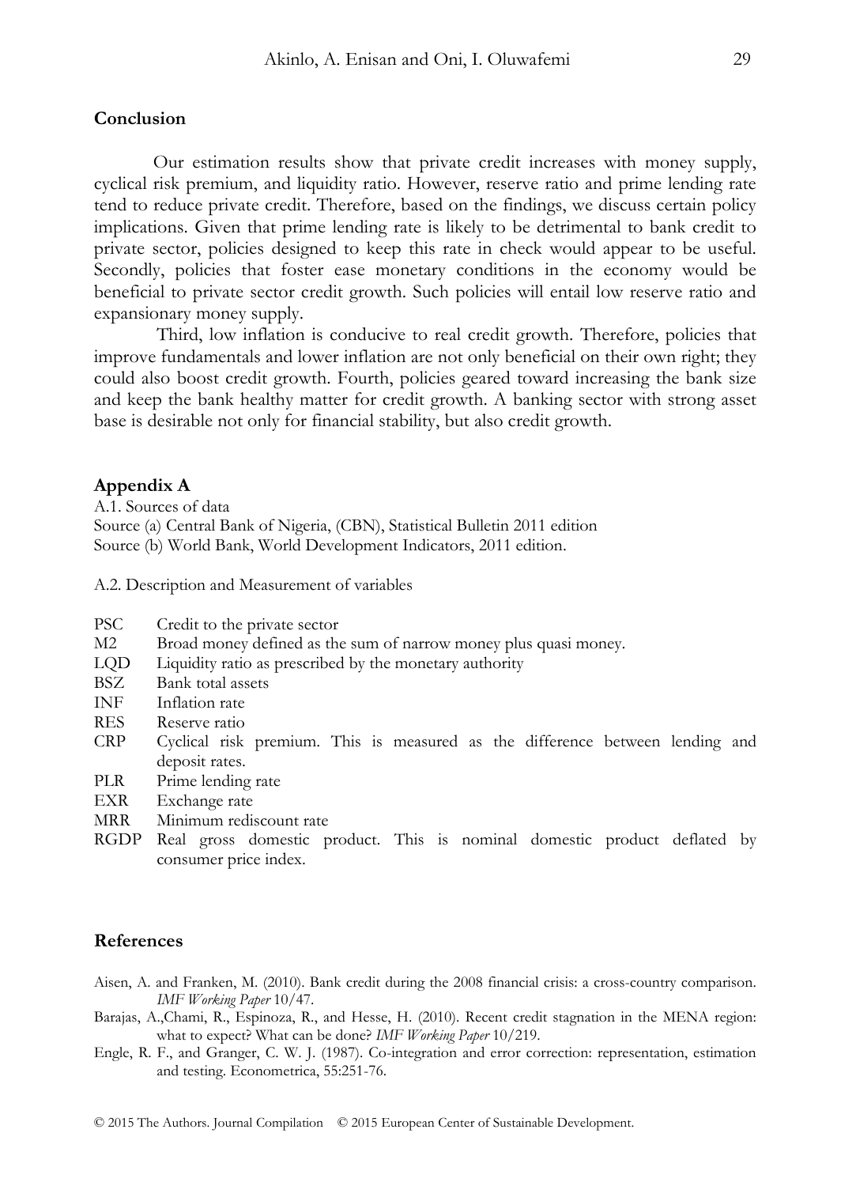## Conclusion

Our estimation results show that private credit increases with money supply, cyclical risk premium, and liquidity ratio. However, reserve ratio and prime lending rate tend to reduce private credit. Therefore, based on the findings, we discuss certain policy implications. Given that prime lending rate is likely to be detrimental to bank credit to private sector, policies designed to keep this rate in check would appear to be useful. Secondly, policies that foster ease monetary conditions in the economy would be beneficial to private sector credit growth. Such policies will entail low reserve ratio and expansionary money supply.

Third, low inflation is conducive to real credit growth. Therefore, policies that improve fundamentals and lower inflation are not only beneficial on their own right; they could also boost credit growth. Fourth, policies geared toward increasing the bank size and keep the bank healthy matter for credit growth. A banking sector with strong asset base is desirable not only for financial stability, but also credit growth.

## Appendix A

A.1. Sources of data

Source (a) Central Bank of Nigeria, (CBN), Statistical Bulletin 2011 edition

Source (b) World Bank, World Development Indicators, 2011 edition.

A.2. Description and Measurement of variables

- PSC Credit to the private sector
- M2 Broad money defined as the sum of narrow money plus quasi money.
- LQD Liquidity ratio as prescribed by the monetary authority
- BSZ Bank total assets
- INF Inflation rate
- RES Reserve ratio
- CRP Cyclical risk premium. This is measured as the difference between lending and deposit rates.
- PLR Prime lending rate
- EXR Exchange rate
- MRR Minimum rediscount rate
- RGDP Real gross domestic product. This is nominal domestic product deflated by consumer price index.

## References

Aisen, A. and Franken, M. (2010). Bank credit during the 2008 financial crisis: a cross-country comparison. *IMF Working Paper* 10/47.

Barajas, A.,Chami, R., Espinoza, R., and Hesse, H. (2010). Recent credit stagnation in the MENA region: what to expect? What can be done? *IMF Working Paper* 10/219.

Engle, R. F., and Granger, C. W. J. (1987). Co-integration and error correction: representation, estimation and testing. Econometrica, 55:251-76.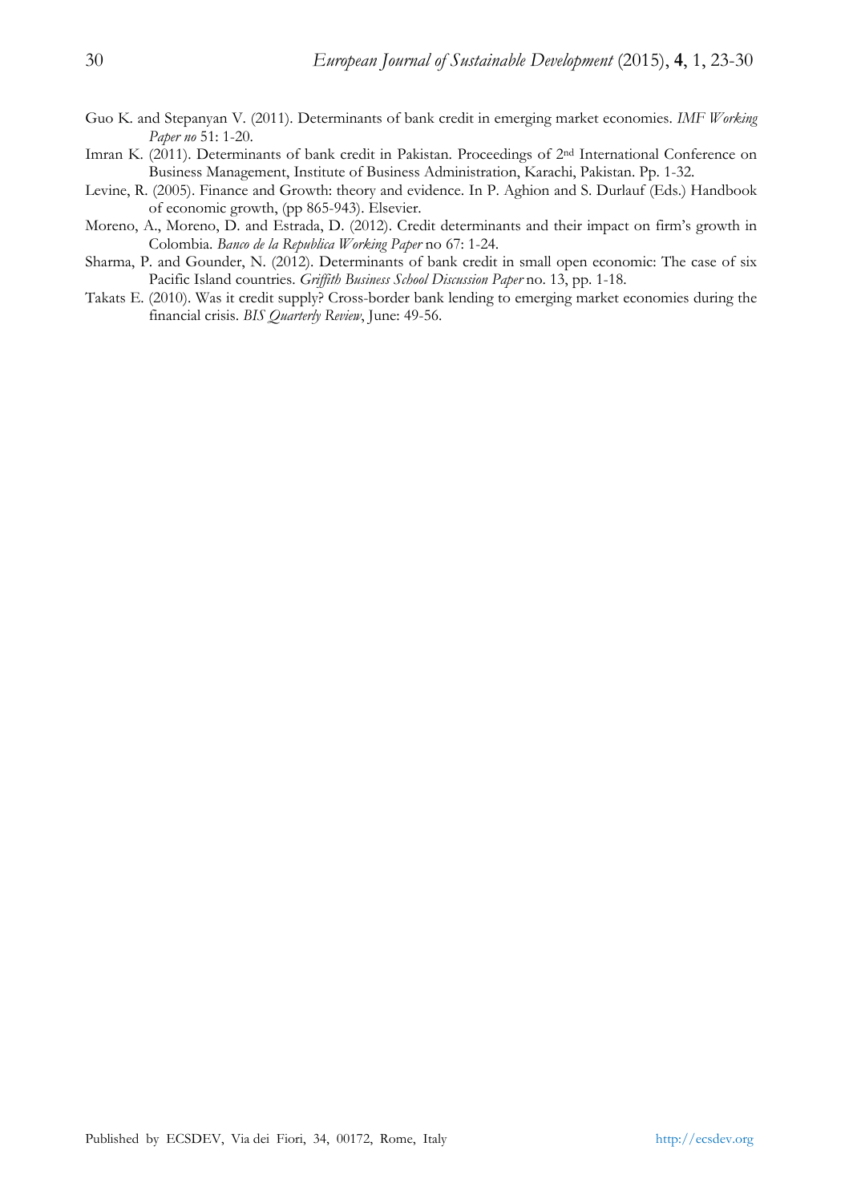Guo K. and Stepanyan V. (2011). Determinants of bank credit in emerging market economies. *IMF Working Paper no* 51: 1-20.

Imran K. (2011). Determinants of bank credit in Pakistan. Proceedings of 2nd International Conference on Business Management, Institute of Business Administration, Karachi, Pakistan. Pp. 1-32.

Levine, R. (2005). Finance and Growth: theory and evidence. In P. Aghion and S. Durlauf (Eds.) Handbook of economic growth, (pp 865-943). Elsevier.

Moreno, A., Moreno, D. and Estrada, D. (2012). Credit determinants and their impact on firm's growth in Colombia. *Banco de la Republica Working Paper* no 67: 1-24.

Sharma, P. and Gounder, N. (2012). Determinants of bank credit in small open economic: The case of six Pacific Island countries. *Griffith Business School Discussion Paper* no. 13, pp. 1-18.

Takats E. (2010). Was it credit supply? Cross-border bank lending to emerging market economies during the financial crisis. *BIS Quarterly Review*, June: 49-56.